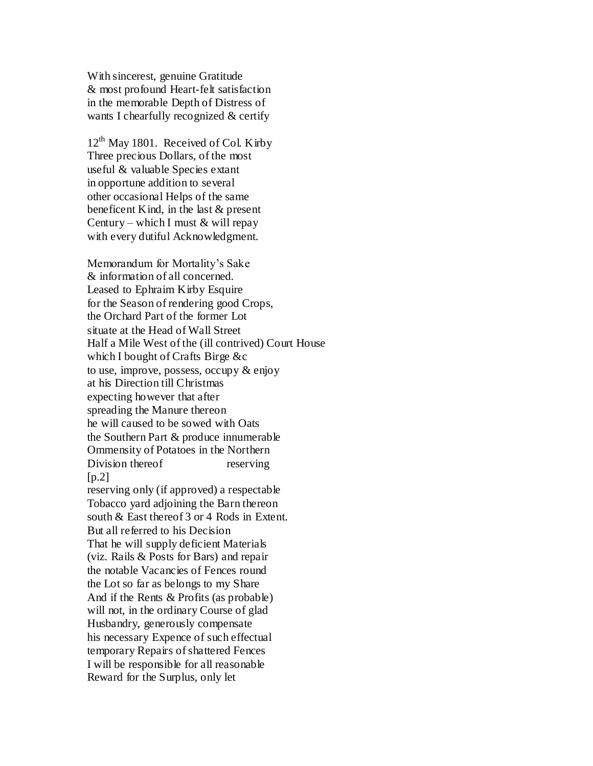With sincerest, genuine Gratitude
& most profound Heart-felt satisfaction
in the memorable Depth of Distress of
wants I chearfully recognized & certify

12th May 1801. Received of Col. Kirby
Three precious Dollars, of the most
useful & valuable Species extant
in opportune addition to several
other occasional Helps of the same
beneficent Kind, in the last & present
Century – which I must & will repay
with every dutiful Acknowledgment.

Memorandum for Mortality's Sake
& information of all concerned.
Leased to Ephraim Kirby Esquire
for the Season of rendering good Crops,
the Orchard Part of the former Lot
situate at the Head of Wall Street
Half a Mile West of the (ill contrived) Court House
which I bought of Crafts Birge &c
to use, improve, possess, occupy & enjoy
at his Direction till Christmas
expecting however that after
spreading the Manure thereon
he will caused to be sowed with Oats
the Southern Part & produce innumerable
Ommensity of Potatoes in the Northern
Division thereof reserving
[p.2]
reserving only (if approved) a respectable
Tobacco yard adjoining the Barn thereon
south & East thereof 3 or 4 Rods in Extent.
But all referred to his Decision
That he will supply deficient Materials
(viz. Rails & Posts for Bars) and repair
the notable Vacancies of Fences round
the Lot so far as belongs to my Share
And if the Rents & Profits (as probable)
will not, in the ordinary Course of glad
Husbandry, generously compensate
his necessary Expence of such effectual
temporary Repairs of shattered Fences
I will be responsible for all reasonable
Reward for the Surplus, only let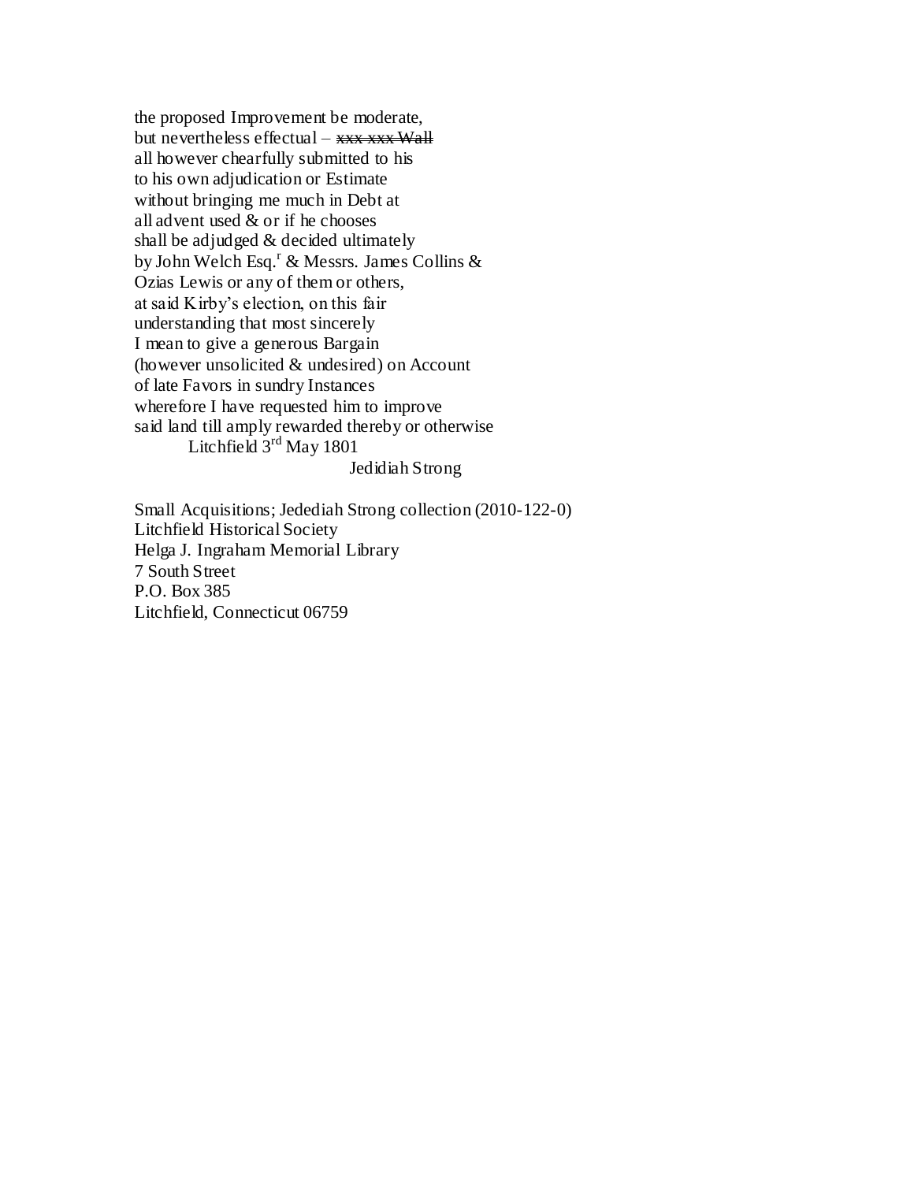the proposed Improvement be moderate,
but nevertheless effectual – ~~xxx xxx Wall~~
all however chearfully submitted to his
to his own adjudication or Estimate
without bringing me much in Debt at
all advent used & or if he chooses
shall be adjudged & decided ultimately
by John Welch Esq.[r] & Messrs. James Collins &
Ozias Lewis or any of them or others,
at said Kirby's election, on this fair
understanding that most sincerely
I mean to give a generous Bargain
(however unsolicited & undesired) on Account
of late Favors in sundry Instances
wherefore I have requested him to improve
said land till amply rewarded thereby or otherwise

Litchfield 3[rd] May 1801

Jedidiah Strong

Small Acquisitions; Jedediah Strong collection (2010-122-0)
Litchfield Historical Society
Helga J. Ingraham Memorial Library
7 South Street
P.O. Box 385
Litchfield, Connecticut 06759